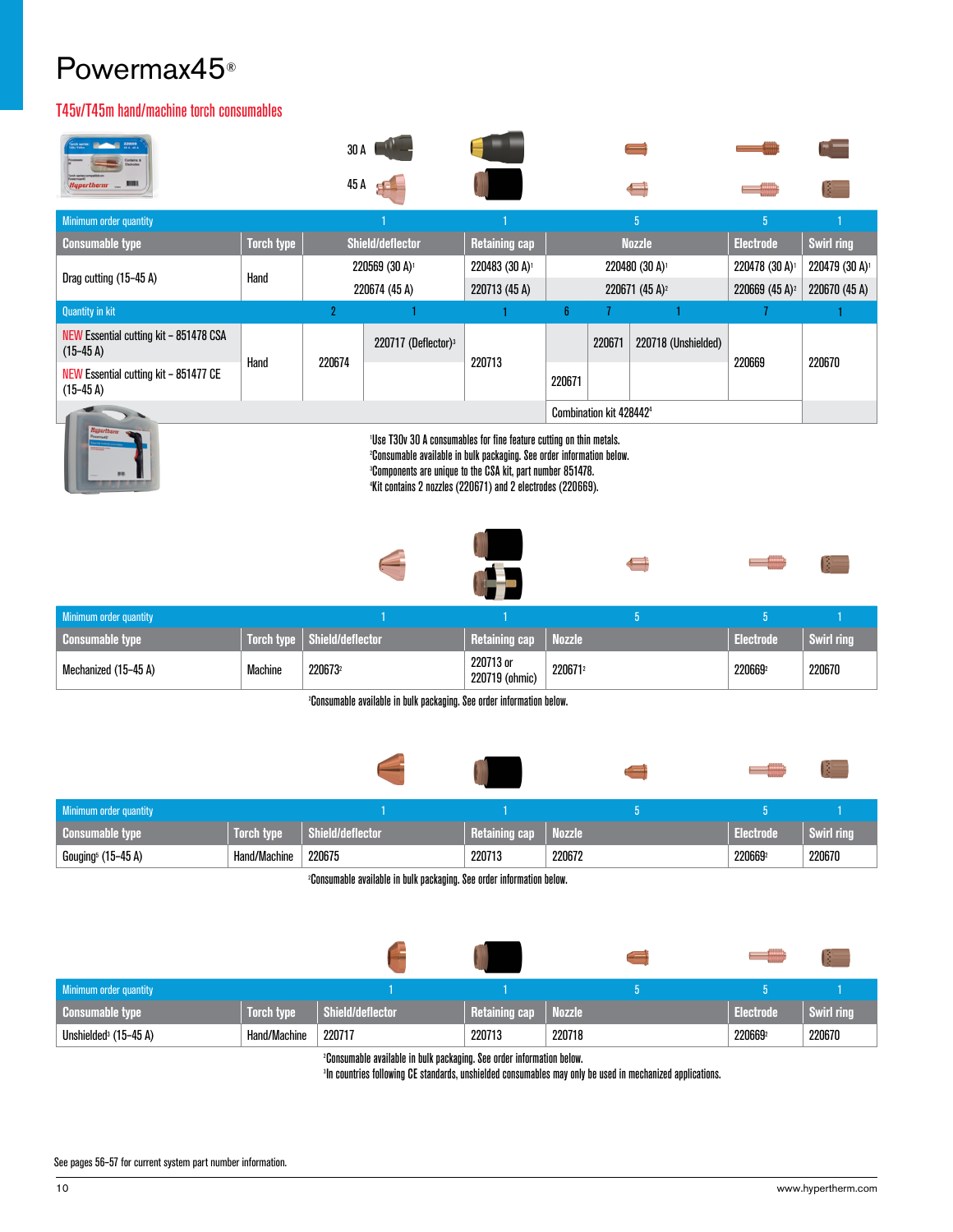# Powermax45®

## T45v/T45m hand/machine torch consumables

30 A

45 A

| Minimum order quantity | | 1 | 1 | 5 | 5 | 1 |
|---|---|---|---|---|---|---|
| **Consumable type** | **Torch type** | **Shield/deflector** | **Retaining cap** | **Nozzle** | **Electrode** | **Swirl ring** |
| Drag cutting (15–45 A) | Hand | 220569 (30 A)[1] | 220483 (30 A)[1] | 220480 (30 A)[1] | 220478 (30 A)[1] | 220479 (30 A)[1] |
| | | 220674 (45 A) | 220713 (45 A) | 220671 (45 A)[2] | 220669 (45 A)[2] | 220670 (45 A) |

| Quantity in kit | | 2 | 1 | 1 | 6 | 7 | 1 | 7 | 1 |
|---|---|---|---|---|---|---|---|---|---|
| NEW Essential cutting kit – 851478 CSA (15–45 A) / NEW Essential cutting kit – 851477 CE (15–45 A) | Hand | 220674 | 220717 (Deflector)[3] | 220713 | 220671 | 220671 | 220718 (Unshielded) | 220669 | 220670 |
| | | | | | Combination kit 428442[4] | | | | |

[1]Use T30v 30 A consumables for fine feature cutting on thin metals.
[2]Consumable available in bulk packaging. See order information below.
[3]Components are unique to the CSA kit, part number 851478.
[4]Kit contains 2 nozzles (220671) and 2 electrodes (220669).

| Minimum order quantity | | 1 | 1 | 5 | 5 | 1 |
|---|---|---|---|---|---|---|
| **Consumable type** | **Torch type** | **Shield/deflector** | **Retaining cap** | **Nozzle** | **Electrode** | **Swirl ring** |
| Mechanized (15–45 A) | Machine | 220673[2] | 220713 or 220719 (ohmic) | 220671[2] | 220669[2] | 220670 |

[2]Consumable available in bulk packaging. See order information below.

| Minimum order quantity | | 1 | 1 | 5 | 5 | 1 |
|---|---|---|---|---|---|---|
| **Consumable type** | **Torch type** | **Shield/deflector** | **Retaining cap** | **Nozzle** | **Electrode** | **Swirl ring** |
| Gouging[5] (15–45 A) | Hand/Machine | 220675 | 220713 | 220672 | 220669[2] | 220670 |

[2]Consumable available in bulk packaging. See order information below.

| Minimum order quantity | | 1 | 1 | 5 | 5 | 1 |
|---|---|---|---|---|---|---|
| **Consumable type** | **Torch type** | **Shield/deflector** | **Retaining cap** | **Nozzle** | **Electrode** | **Swirl ring** |
| Unshielded[3] (15–45 A) | Hand/Machine | 220717 | 220713 | 220718 | 220669[2] | 220670 |

[2]Consumable available in bulk packaging. See order information below.
[3]In countries following CE standards, unshielded consumables may only be used in mechanized applications.

See pages 56–57 for current system part number information.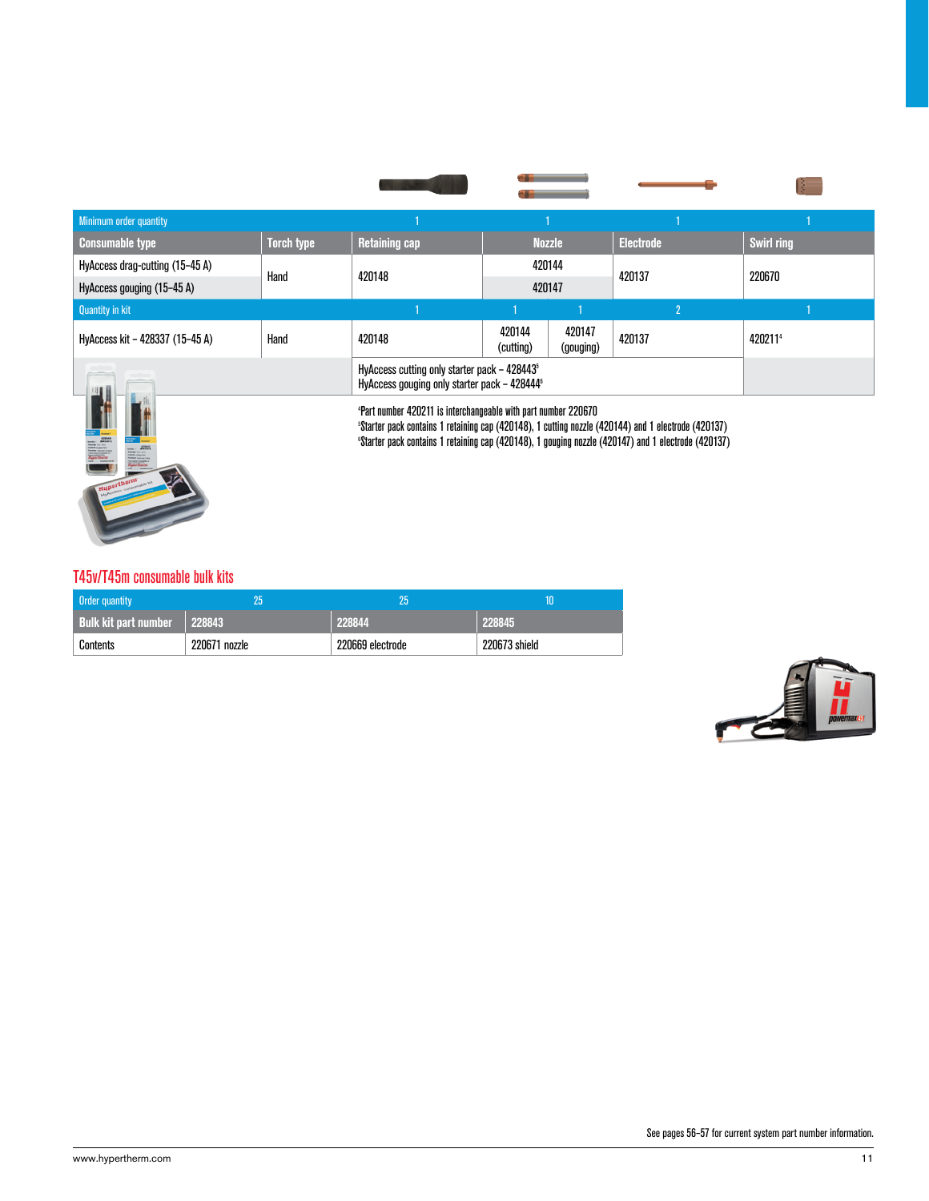| Minimum order quantity | | 1 | 1 | | 1 | 1 |
|---|---|---|---|---|---|---|
| **Consumable type** | **Torch type** | **Retaining cap** | **Nozzle** | | **Electrode** | **Swirl ring** |
| HyAccess drag-cutting (15–45 A) | Hand | 420148 | 420144 | | 420137 | 220670 |
| HyAccess gouging (15–45 A) | | | 420147 | | | |
| Quantity in kit | | 1 | 1 | 1 | 2 | 1 |
| HyAccess kit – 428337 (15–45 A) | Hand | 420148 | 420144 (cutting) | 420147 (gouging) | 420137 | 420211[4] |
| | | HyAccess cutting only starter pack – 428443[5]<br>HyAccess gouging only starter pack – 428444[6] | | | | |

[4]Part number 420211 is interchangeable with part number 220670
[5]Starter pack contains 1 retaining cap (420148), 1 cutting nozzle (420144) and 1 electrode (420137)
[6]Starter pack contains 1 retaining cap (420148), 1 gouging nozzle (420147) and 1 electrode (420137)

## T45v/T45m consumable bulk kits

| Order quantity | 25 | 25 | 10 |
|---|---|---|---|
| **Bulk kit part number** | **228843** | **228844** | **228845** |
| Contents | 220671 nozzle | 220669 electrode | 220673 shield |

See pages 56–57 for current system part number information.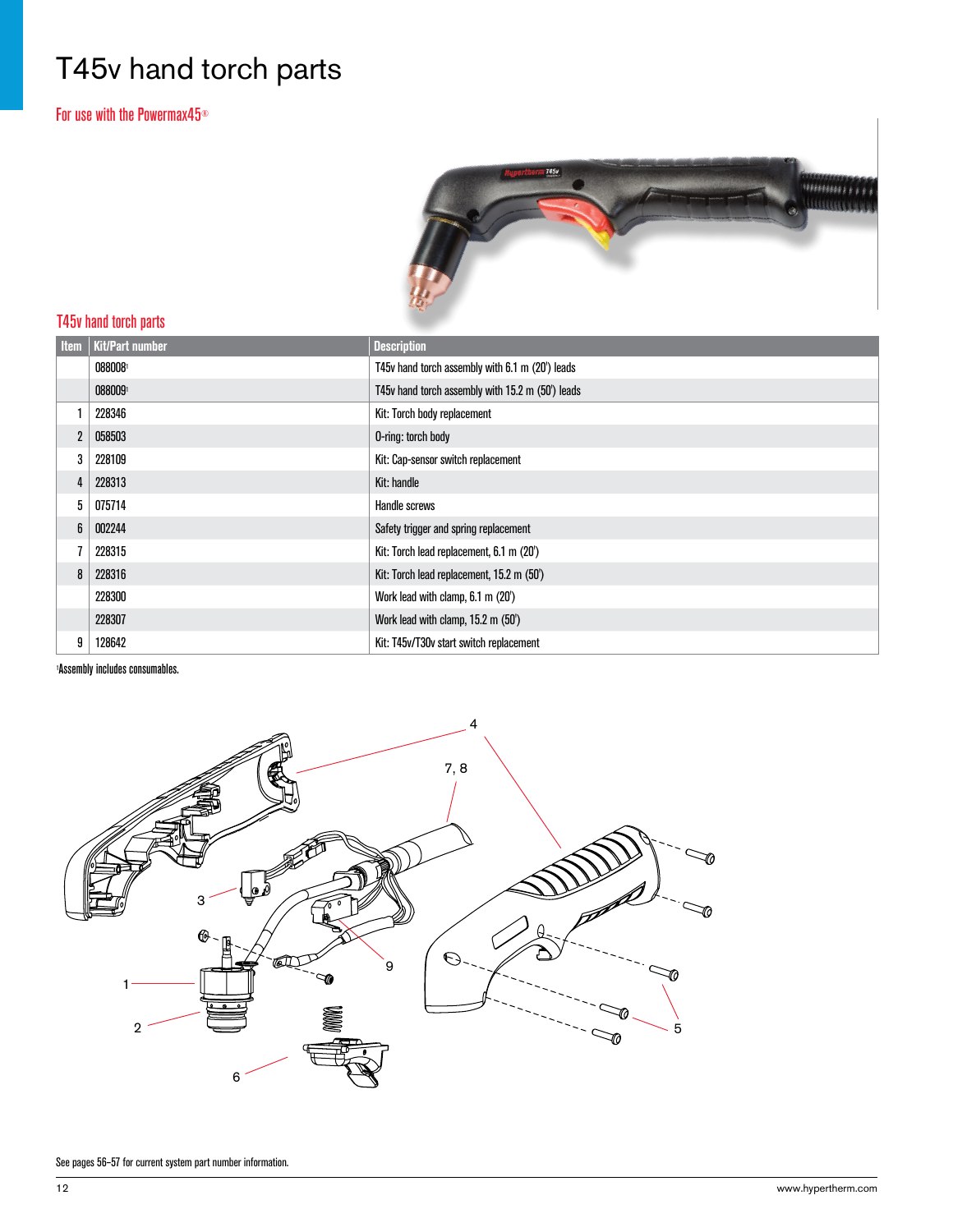# T45v hand torch parts

For use with the Powermax45®

## T45v hand torch parts

| Item | Kit/Part number | Description |
|---|---|---|
| | 088008[1] | T45v hand torch assembly with 6.1 m (20') leads |
| | 088009[1] | T45v hand torch assembly with 15.2 m (50') leads |
| 1 | 228346 | Kit: Torch body replacement |
| 2 | 058503 | O-ring: torch body |
| 3 | 228109 | Kit: Cap-sensor switch replacement |
| 4 | 228313 | Kit: handle |
| 5 | 075714 | Handle screws |
| 6 | 002244 | Safety trigger and spring replacement |
| 7 | 228315 | Kit: Torch lead replacement, 6.1 m (20') |
| 8 | 228316 | Kit: Torch lead replacement, 15.2 m (50') |
| | 228300 | Work lead with clamp, 6.1 m (20') |
| | 228307 | Work lead with clamp, 15.2 m (50') |
| 9 | 128642 | Kit: T45v/T30v start switch replacement |

[1]Assembly includes consumables.

See pages 56–57 for current system part number information.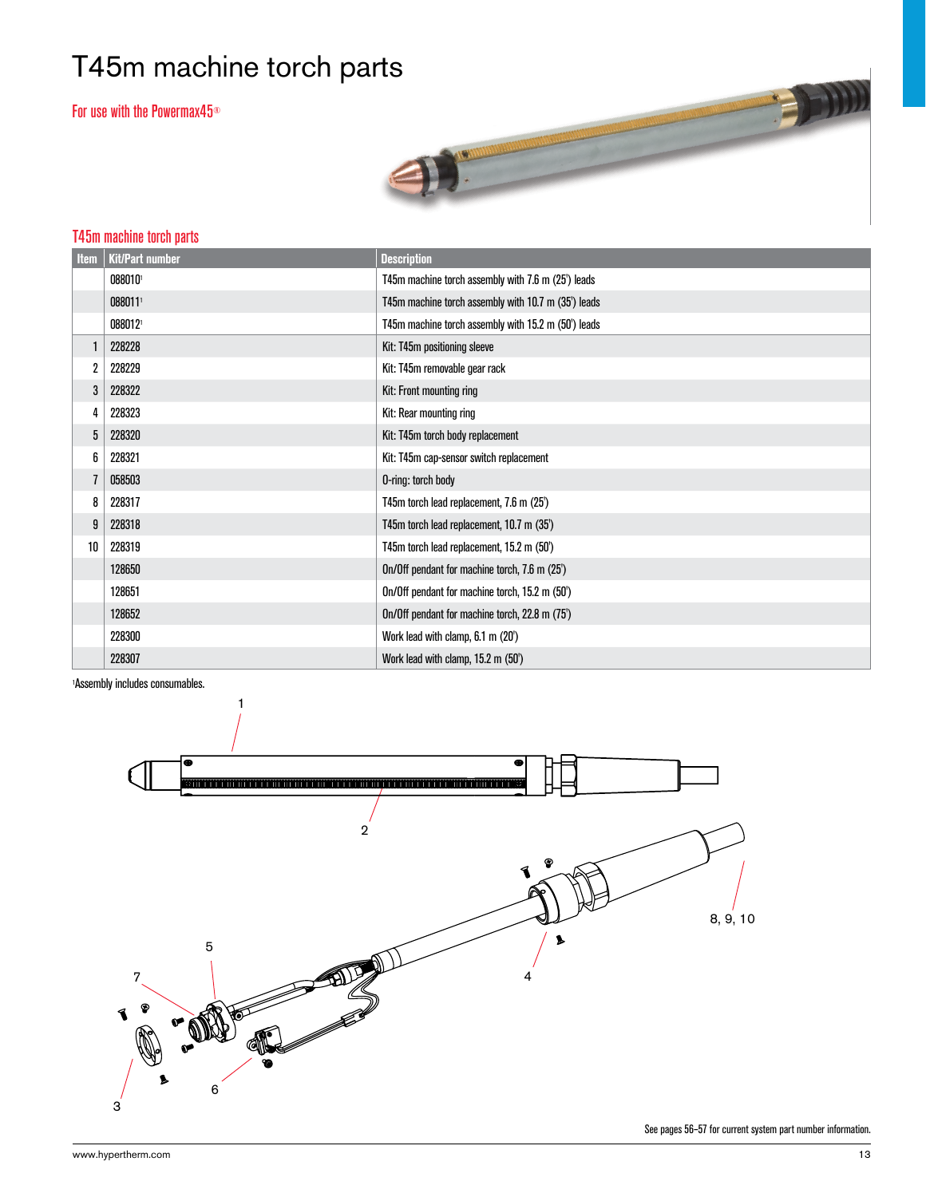# T45m machine torch parts

For use with the Powermax45®

## T45m machine torch parts

| Item | Kit/Part number | Description |
|---|---|---|
| | 088010[1] | T45m machine torch assembly with 7.6 m (25') leads |
| | 088011[1] | T45m machine torch assembly with 10.7 m (35') leads |
| | 088012[1] | T45m machine torch assembly with 15.2 m (50') leads |
| 1 | 228228 | Kit: T45m positioning sleeve |
| 2 | 228229 | Kit: T45m removable gear rack |
| 3 | 228322 | Kit: Front mounting ring |
| 4 | 228323 | Kit: Rear mounting ring |
| 5 | 228320 | Kit: T45m torch body replacement |
| 6 | 228321 | Kit: T45m cap-sensor switch replacement |
| 7 | 058503 | O-ring: torch body |
| 8 | 228317 | T45m torch lead replacement, 7.6 m (25') |
| 9 | 228318 | T45m torch lead replacement, 10.7 m (35') |
| 10 | 228319 | T45m torch lead replacement, 15.2 m (50') |
| | 128650 | On/Off pendant for machine torch, 7.6 m (25') |
| | 128651 | On/Off pendant for machine torch, 15.2 m (50') |
| | 128652 | On/Off pendant for machine torch, 22.8 m (75') |
| | 228300 | Work lead with clamp, 6.1 m (20') |
| | 228307 | Work lead with clamp, 15.2 m (50') |

[1]Assembly includes consumables.

1

2

8, 9, 10

5

7

4

6

3

See pages 56–57 for current system part number information.